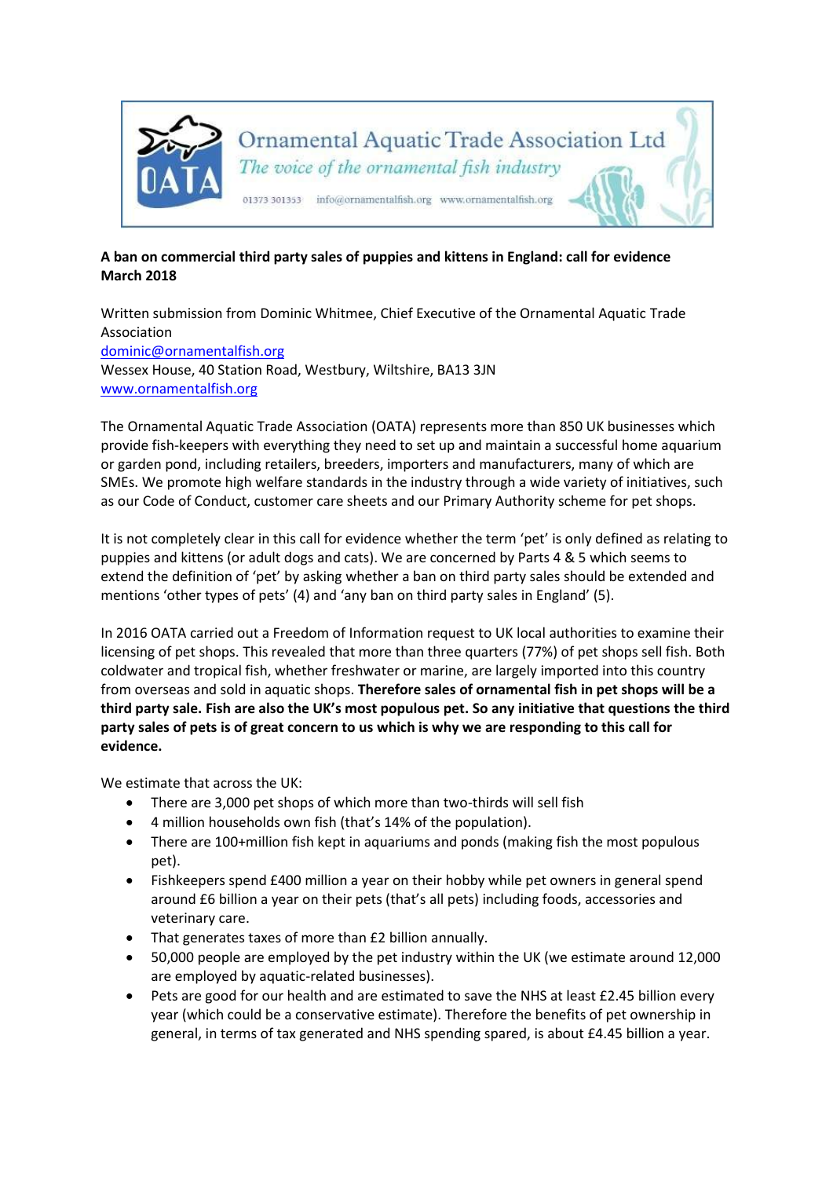Ornamental Aquatic Trade Association Ltd

*The voice of the ornamental fish industry*

01373 301353 info@ornamentalfish.org www.ornamentalfish.org

**A ban on commercial third party sales of puppies and kittens in England: call for evidence March 2018**

Written submission from Dominic Whitmee, Chief Executive of the Ornamental Aquatic Trade Association
dominic@ornamentalfish.org
Wessex House, 40 Station Road, Westbury, Wiltshire, BA13 3JN
www.ornamentalfish.org

The Ornamental Aquatic Trade Association (OATA) represents more than 850 UK businesses which provide fish-keepers with everything they need to set up and maintain a successful home aquarium or garden pond, including retailers, breeders, importers and manufacturers, many of which are SMEs. We promote high welfare standards in the industry through a wide variety of initiatives, such as our Code of Conduct, customer care sheets and our Primary Authority scheme for pet shops.

It is not completely clear in this call for evidence whether the term 'pet' is only defined as relating to puppies and kittens (or adult dogs and cats). We are concerned by Parts 4 & 5 which seems to extend the definition of 'pet' by asking whether a ban on third party sales should be extended and mentions 'other types of pets' (4) and 'any ban on third party sales in England' (5).

In 2016 OATA carried out a Freedom of Information request to UK local authorities to examine their licensing of pet shops. This revealed that more than three quarters (77%) of pet shops sell fish. Both coldwater and tropical fish, whether freshwater or marine, are largely imported into this country from overseas and sold in aquatic shops. **Therefore sales of ornamental fish in pet shops will be a third party sale. Fish are also the UK's most populous pet. So any initiative that questions the third party sales of pets is of great concern to us which is why we are responding to this call for evidence.**

We estimate that across the UK:

- There are 3,000 pet shops of which more than two-thirds will sell fish
- 4 million households own fish (that's 14% of the population).
- There are 100+million fish kept in aquariums and ponds (making fish the most populous pet).
- Fishkeepers spend £400 million a year on their hobby while pet owners in general spend around £6 billion a year on their pets (that's all pets) including foods, accessories and veterinary care.
- That generates taxes of more than £2 billion annually.
- 50,000 people are employed by the pet industry within the UK (we estimate around 12,000 are employed by aquatic-related businesses).
- Pets are good for our health and are estimated to save the NHS at least £2.45 billion every year (which could be a conservative estimate). Therefore the benefits of pet ownership in general, in terms of tax generated and NHS spending spared, is about £4.45 billion a year.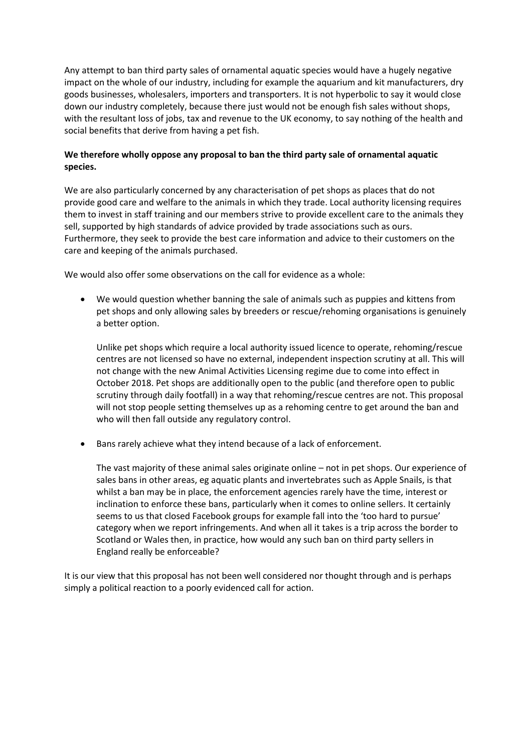Any attempt to ban third party sales of ornamental aquatic species would have a hugely negative impact on the whole of our industry, including for example the aquarium and kit manufacturers, dry goods businesses, wholesalers, importers and transporters. It is not hyperbolic to say it would close down our industry completely, because there just would not be enough fish sales without shops, with the resultant loss of jobs, tax and revenue to the UK economy, to say nothing of the health and social benefits that derive from having a pet fish.

**We therefore wholly oppose any proposal to ban the third party sale of ornamental aquatic species.**

We are also particularly concerned by any characterisation of pet shops as places that do not provide good care and welfare to the animals in which they trade. Local authority licensing requires them to invest in staff training and our members strive to provide excellent care to the animals they sell, supported by high standards of advice provided by trade associations such as ours. Furthermore, they seek to provide the best care information and advice to their customers on the care and keeping of the animals purchased.

We would also offer some observations on the call for evidence as a whole:

- We would question whether banning the sale of animals such as puppies and kittens from pet shops and only allowing sales by breeders or rescue/rehoming organisations is genuinely a better option.

  Unlike pet shops which require a local authority issued licence to operate, rehoming/rescue centres are not licensed so have no external, independent inspection scrutiny at all. This will not change with the new Animal Activities Licensing regime due to come into effect in October 2018. Pet shops are additionally open to the public (and therefore open to public scrutiny through daily footfall) in a way that rehoming/rescue centres are not. This proposal will not stop people setting themselves up as a rehoming centre to get around the ban and who will then fall outside any regulatory control.

- Bans rarely achieve what they intend because of a lack of enforcement.

  The vast majority of these animal sales originate online – not in pet shops. Our experience of sales bans in other areas, eg aquatic plants and invertebrates such as Apple Snails, is that whilst a ban may be in place, the enforcement agencies rarely have the time, interest or inclination to enforce these bans, particularly when it comes to online sellers. It certainly seems to us that closed Facebook groups for example fall into the 'too hard to pursue' category when we report infringements. And when all it takes is a trip across the border to Scotland or Wales then, in practice, how would any such ban on third party sellers in England really be enforceable?

It is our view that this proposal has not been well considered nor thought through and is perhaps simply a political reaction to a poorly evidenced call for action.